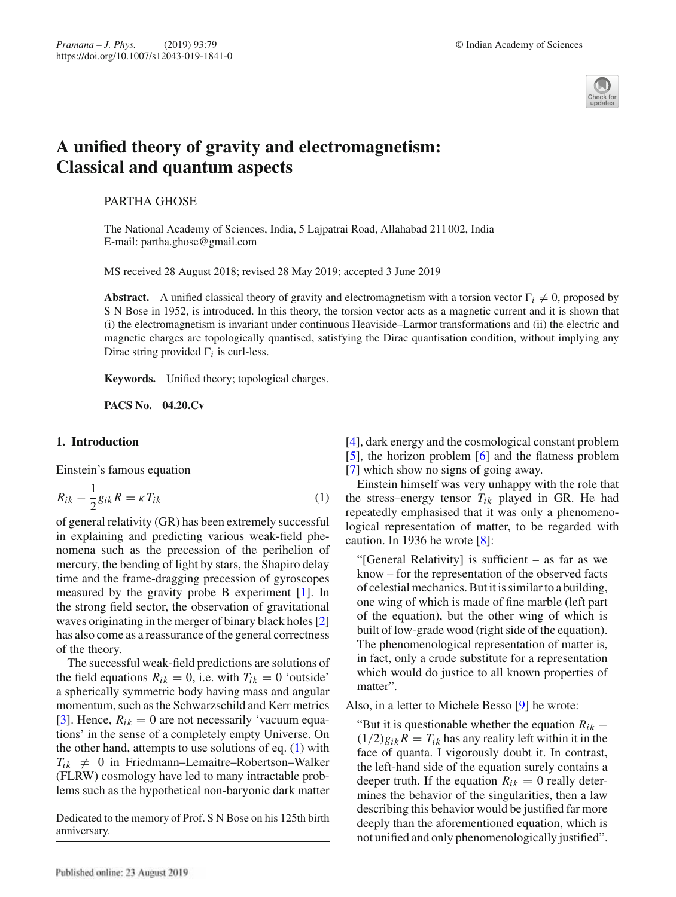# A unified theory of gravity and electromagnetism: Classical and quantum aspects

PARTHA GHOSE

The National Academy of Sciences, India, 5 Lajpatrai Road, Allahabad 211 002, India
E-mail: partha.ghose@gmail.com

MS received 28 August 2018; revised 28 May 2019; accepted 3 June 2019

**Abstract.** A unified classical theory of gravity and electromagnetism with a torsion vector $\Gamma_i \neq 0$, proposed by S N Bose in 1952, is introduced. In this theory, the torsion vector acts as a magnetic current and it is shown that (i) the electromagnetism is invariant under continuous Heaviside–Larmor transformations and (ii) the electric and magnetic charges are topologically quantised, satisfying the Dirac quantisation condition, without implying any Dirac string provided $\Gamma_i$ is curl-less.

**Keywords.** Unified theory; topological charges.

**PACS No.** 04.20.Cv

## 1. Introduction

Einstein's famous equation

$$R_{ik} - \frac{1}{2} g_{ik} R = \kappa T_{ik} \tag{1}$$

of general relativity (GR) has been extremely successful in explaining and predicting various weak-field phenomena such as the precession of the perihelion of mercury, the bending of light by stars, the Shapiro delay time and the frame-dragging precession of gyroscopes measured by the gravity probe B experiment [1]. In the strong field sector, the observation of gravitational waves originating in the merger of binary black holes [2] has also come as a reassurance of the general correctness of the theory.

The successful weak-field predictions are solutions of the field equations $R_{ik} = 0$, i.e. with $T_{ik} = 0$ 'outside' a spherically symmetric body having mass and angular momentum, such as the Schwarzschild and Kerr metrics [3]. Hence, $R_{ik} = 0$ are not necessarily 'vacuum equations' in the sense of a completely empty Universe. On the other hand, attempts to use solutions of eq. (1) with $T_{ik} \neq 0$ in Friedmann–Lemaitre–Robertson–Walker (FLRW) cosmology have led to many intractable problems such as the hypothetical non-baryonic dark matter [4], dark energy and the cosmological constant problem [5], the horizon problem [6] and the flatness problem [7] which show no signs of going away.

Einstein himself was very unhappy with the role that the stress–energy tensor $T_{ik}$ played in GR. He had repeatedly emphasised that it was only a phenomenological representation of matter, to be regarded with caution. In 1936 he wrote [8]:

> "[General Relativity] is sufficient – as far as we know – for the representation of the observed facts of celestial mechanics. But it is similar to a building, one wing of which is made of fine marble (left part of the equation), but the other wing of which is built of low-grade wood (right side of the equation). The phenomenological representation of matter is, in fact, only a crude substitute for a representation which would do justice to all known properties of matter".

Also, in a letter to Michele Besso [9] he wrote:

> "But it is questionable whether the equation $R_{ik} - (1/2)g_{ik}R = T_{ik}$ has any reality left within it in the face of quanta. I vigorously doubt it. In contrast, the left-hand side of the equation surely contains a deeper truth. If the equation $R_{ik} = 0$ really determines the behavior of the singularities, then a law describing this behavior would be justified far more deeply than the aforementioned equation, which is not unified and only phenomenologically justified".

Dedicated to the memory of Prof. S N Bose on his 125th birth anniversary.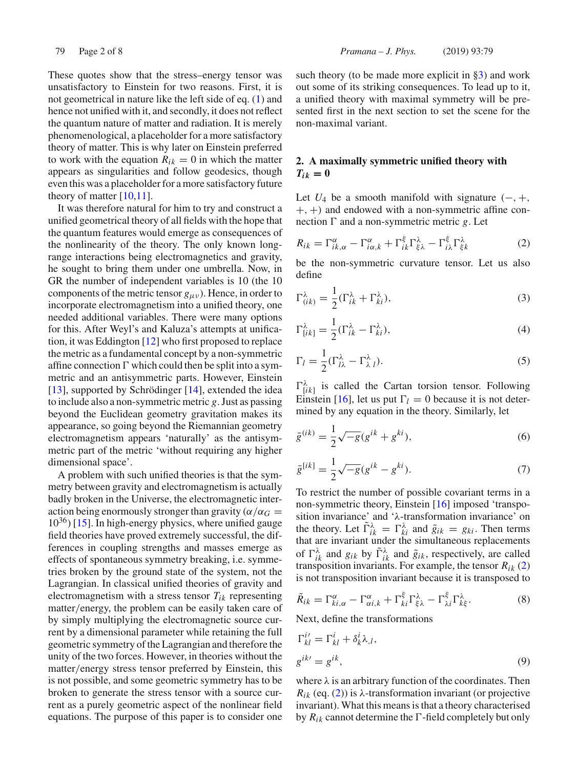These quotes show that the stress–energy tensor was unsatisfactory to Einstein for two reasons. First, it is not geometrical in nature like the left side of eq. (1) and hence not unified with it, and secondly, it does not reflect the quantum nature of matter and radiation. It is merely phenomenological, a placeholder for a more satisfactory theory of matter. This is why later on Einstein preferred to work with the equation $R_{ik} = 0$ in which the matter appears as singularities and follow geodesics, though even this was a placeholder for a more satisfactory future theory of matter [10,11].

It was therefore natural for him to try and construct a unified geometrical theory of all fields with the hope that the quantum features would emerge as consequences of the nonlinearity of the theory. The only known long-range interactions being electromagnetics and gravity, he sought to bring them under one umbrella. Now, in GR the number of independent variables is 10 (the 10 components of the metric tensor $g_{\mu\nu}$). Hence, in order to incorporate electromagnetism into a unified theory, one needed additional variables. There were many options for this. After Weyl's and Kaluza's attempts at unification, it was Eddington [12] who first proposed to replace the metric as a fundamental concept by a non-symmetric affine connection $\Gamma$ which could then be split into a symmetric and an antisymmetric parts. However, Einstein [13], supported by Schrödinger [14], extended the idea to include also a non-symmetric metric $g$. Just as passing beyond the Euclidean geometry gravitation makes its appearance, so going beyond the Riemannian geometry electromagnetism appears 'naturally' as the antisymmetric part of the metric 'without requiring any higher dimensional space'.

A problem with such unified theories is that the symmetry between gravity and electromagnetism is actually badly broken in the Universe, the electromagnetic interaction being enormously stronger than gravity ($\alpha/\alpha_G = 10^{36}$) [15]. In high-energy physics, where unified gauge field theories have proved extremely successful, the differences in coupling strengths and masses emerge as effects of spontaneous symmetry breaking, i.e. symmetries broken by the ground state of the system, not the Lagrangian. In classical unified theories of gravity and electromagnetism with a stress tensor $T_{ik}$ representing matter/energy, the problem can be easily taken care of by simply multiplying the electromagnetic source current by a dimensional parameter while retaining the full geometric symmetry of the Lagrangian and therefore the unity of the two forces. However, in theories without the matter/energy stress tensor preferred by Einstein, this is not possible, and some geometric symmetry has to be broken to generate the stress tensor with a source current as a purely geometric aspect of the nonlinear field equations. The purpose of this paper is to consider one such theory (to be made more explicit in §3) and work out some of its striking consequences. To lead up to it, a unified theory with maximal symmetry will be presented first in the next section to set the scene for the non-maximal variant.

## 2. A maximally symmetric unified theory with $T_{ik} = 0$

Let $U_4$ be a smooth manifold with signature $(-, +, +, +)$ and endowed with a non-symmetric affine connection $\Gamma$ and a non-symmetric metric $g$. Let

$$R_{ik} = \Gamma^{\alpha}_{ik,\alpha} - \Gamma^{\alpha}_{i\alpha,k} + \Gamma^{\xi}_{ik}\Gamma^{\lambda}_{\xi\lambda} - \Gamma^{\xi}_{i\lambda}\Gamma^{\lambda}_{\xi k} \tag{2}$$

be the non-symmetric curvature tensor. Let us also define

$$\Gamma^{\lambda}_{(ik)} = \frac{1}{2}(\Gamma^{\lambda}_{ik} + \Gamma^{\lambda}_{ki}), \tag{3}$$

$$\Gamma^{\lambda}_{[ik]} = \frac{1}{2}(\Gamma^{\lambda}_{ik} - \Gamma^{\lambda}_{ki}), \tag{4}$$

$$\Gamma_{l} = \frac{1}{2}(\Gamma^{\lambda}_{l\lambda} - \Gamma^{\lambda}_{\lambda\, l}). \tag{5}$$

$\Gamma^{\lambda}_{[ik]}$ is called the Cartan torsion tensor. Following Einstein [16], let us put $\Gamma_l = 0$ because it is not determined by any equation in the theory. Similarly, let

$$\bar{g}^{(ik)} = \frac{1}{2}\sqrt{-g}(g^{ik} + g^{ki}), \tag{6}$$

$$\bar{g}^{[ik]} = \frac{1}{2}\sqrt{-g}(g^{ik} - g^{ki}). \tag{7}$$

To restrict the number of possible covariant terms in a non-symmetric theory, Einstein [16] imposed 'transposition invariance' and '$\lambda$-transformation invariance' on the theory. Let $\tilde{\Gamma}^{\lambda}_{ik} = \Gamma^{\lambda}_{ki}$ and $\tilde{g}_{ik} = g_{ki}$. Then terms that are invariant under the simultaneous replacements of $\Gamma^{\lambda}_{ik}$ and $g_{ik}$ by $\tilde{\Gamma}^{\lambda}_{ik}$ and $\tilde{g}_{ik}$, respectively, are called transposition invariants. For example, the tensor $R_{ik}$ (2) is not transposition invariant because it is transposed to

$$\tilde{R}_{ik} = \Gamma^{\alpha}_{ki,\alpha} - \Gamma^{\alpha}_{\alpha i,k} + \Gamma^{\xi}_{ki}\Gamma^{\lambda}_{\xi\lambda} - \Gamma^{\xi}_{\lambda i}\Gamma^{\lambda}_{k\xi}. \tag{8}$$

Next, define the transformations

$$\Gamma^{i\prime}_{kl} = \Gamma^{i}_{kl} + \delta^{i}_{k}\lambda_{,l},$$
$$g^{ik\prime} = g^{ik}, \tag{9}$$

where $\lambda$ is an arbitrary function of the coordinates. Then $R_{ik}$ (eq. (2)) is $\lambda$-transformation invariant (or projective invariant). What this means is that a theory characterised by $R_{ik}$ cannot determine the $\Gamma$-field completely but only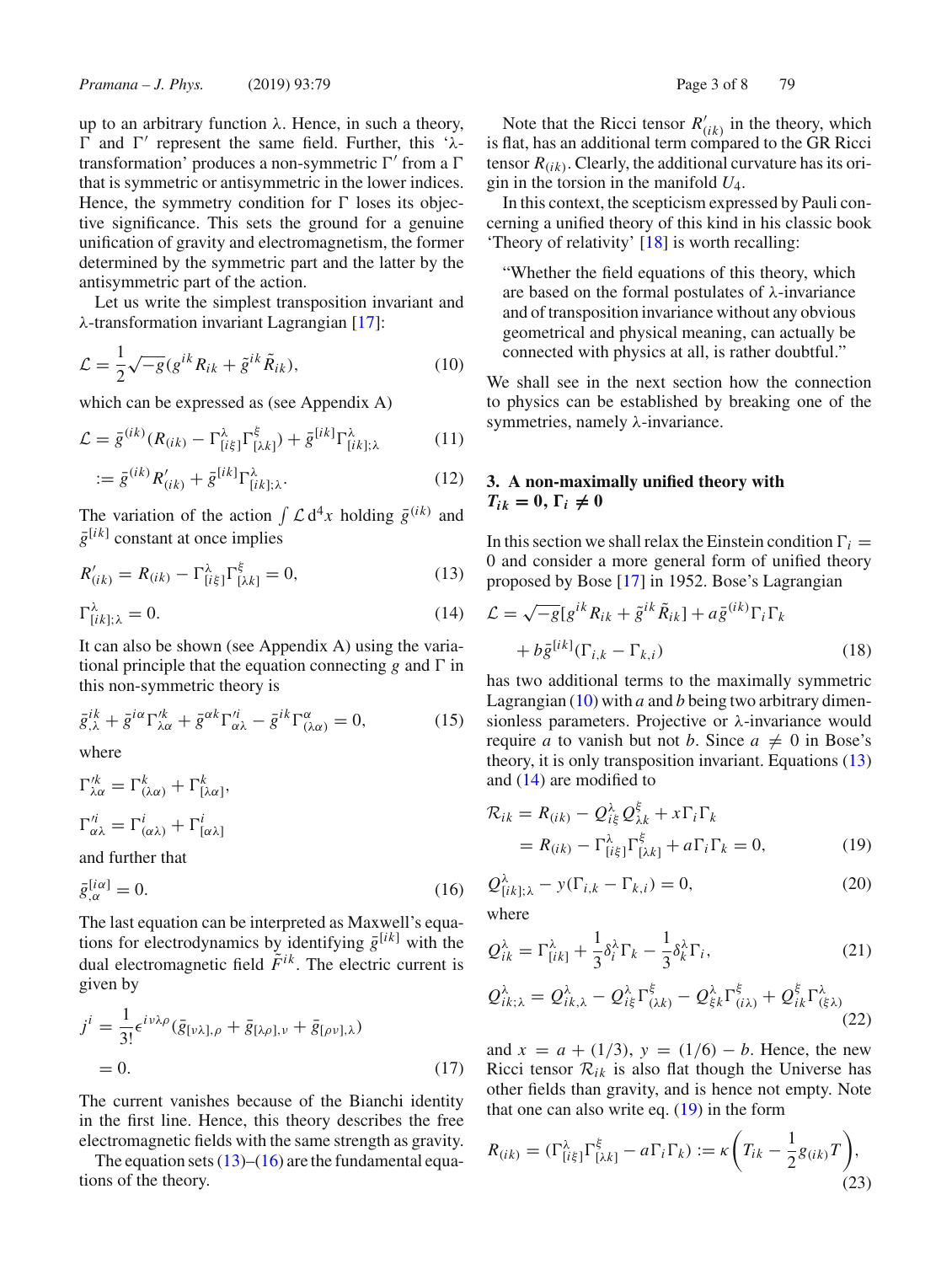up to an arbitrary function $\lambda$. Hence, in such a theory, $\Gamma$ and $\Gamma'$ represent the same field. Further, this '$\lambda$-transformation' produces a non-symmetric $\Gamma'$ from a $\Gamma$ that is symmetric or antisymmetric in the lower indices. Hence, the symmetry condition for $\Gamma$ loses its objective significance. This sets the ground for a genuine unification of gravity and electromagnetism, the former determined by the symmetric part and the latter by the antisymmetric part of the action.

Let us write the simplest transposition invariant and $\lambda$-transformation invariant Lagrangian [17]:

$$\mathcal{L} = \frac{1}{2}\sqrt{-g}(g^{ik} R_{ik} + \tilde{g}^{ik} \tilde{R}_{ik}), \tag{10}$$

which can be expressed as (see Appendix A)

$$\mathcal{L} = \bar{g}^{(ik)}(R_{(ik)} - \Gamma^{\lambda}_{[i\xi]}\Gamma^{\xi}_{[\lambda k]}) + \bar{g}^{[ik]}\Gamma^{\lambda}_{[ik];\lambda} \tag{11}$$

$$:= \bar{g}^{(ik)} R'_{(ik)} + \bar{g}^{[ik]}\Gamma^{\lambda}_{[ik];\lambda}. \tag{12}$$

The variation of the action $\int \mathcal{L}\, \mathrm{d}^4 x$ holding $\bar{g}^{(ik)}$ and $\bar{g}^{[ik]}$ constant at once implies

$$R'_{(ik)} = R_{(ik)} - \Gamma^{\lambda}_{[i\xi]}\Gamma^{\xi}_{[\lambda k]} = 0, \tag{13}$$

$$\Gamma^{\lambda}_{[ik];\lambda} = 0. \tag{14}$$

It can also be shown (see Appendix A) using the variational principle that the equation connecting $g$ and $\Gamma$ in this non-symmetric theory is

$$\bar{g}^{ik}_{,\lambda} + \bar{g}^{i\alpha}\Gamma'^{k}_{\lambda\alpha} + \bar{g}^{\alpha k}\Gamma'^{i}_{\alpha\lambda} - \bar{g}^{ik}\Gamma^{\alpha}_{(\lambda\alpha)} = 0, \tag{15}$$

where

$$\Gamma'^{k}_{\lambda\alpha} = \Gamma^{k}_{(\lambda\alpha)} + \Gamma^{k}_{[\lambda\alpha]},$$

$$\Gamma'^{i}_{\alpha\lambda} = \Gamma^{i}_{(\alpha\lambda)} + \Gamma^{i}_{[\alpha\lambda]}$$

and further that

$$\bar{g}^{[i\alpha]}_{,\alpha} = 0. \tag{16}$$

The last equation can be interpreted as Maxwell's equations for electrodynamics by identifying $\bar{g}^{[ik]}$ with the dual electromagnetic field $\tilde{F}^{ik}$. The electric current is given by

$$j^{i} = \frac{1}{3!}\epsilon^{i\nu\lambda\rho}(\bar{g}_{[\nu\lambda],\rho} + \bar{g}_{[\lambda\rho],\nu} + \bar{g}_{[\rho\nu],\lambda})$$

$$= 0. \tag{17}$$

The current vanishes because of the Bianchi identity in the first line. Hence, this theory describes the free electromagnetic fields with the same strength as gravity.

The equation sets (13)–(16) are the fundamental equations of the theory.

Note that the Ricci tensor $R'_{(ik)}$ in the theory, which is flat, has an additional term compared to the GR Ricci tensor $R_{(ik)}$. Clearly, the additional curvature has its origin in the torsion in the manifold $U_4$.

In this context, the scepticism expressed by Pauli concerning a unified theory of this kind in his classic book 'Theory of relativity' [18] is worth recalling:

> "Whether the field equations of this theory, which are based on the formal postulates of $\lambda$-invariance and of transposition invariance without any obvious geometrical and physical meaning, can actually be connected with physics at all, is rather doubtful."

We shall see in the next section how the connection to physics can be established by breaking one of the symmetries, namely $\lambda$-invariance.

## 3. A non-maximally unified theory with $T_{ik} = 0, \Gamma_i \neq 0$

In this section we shall relax the Einstein condition $\Gamma_i = 0$ and consider a more general form of unified theory proposed by Bose [17] in 1952. Bose's Lagrangian

$$\mathcal{L} = \sqrt{-g}[g^{ik} R_{ik} + \tilde{g}^{ik}\tilde{R}_{ik}] + a\bar{g}^{(ik)}\Gamma_i\Gamma_k$$

$$+ b\bar{g}^{[ik]}(\Gamma_{i,k} - \Gamma_{k,i}) \tag{18}$$

has two additional terms to the maximally symmetric Lagrangian (10) with $a$ and $b$ being two arbitrary dimensionless parameters. Projective or $\lambda$-invariance would require $a$ to vanish but not $b$. Since $a \neq 0$ in Bose's theory, it is only transposition invariant. Equations (13) and (14) are modified to

$$\mathcal{R}_{ik} = R_{(ik)} - Q^{\lambda}_{i\xi}Q^{\xi}_{\lambda k} + x\Gamma_i\Gamma_k$$

$$= R_{(ik)} - \Gamma^{\lambda}_{[i\xi]}\Gamma^{\xi}_{[\lambda k]} + a\Gamma_i\Gamma_k = 0, \tag{19}$$

$$Q^{\lambda}_{[ik];\lambda} - y(\Gamma_{i,k} - \Gamma_{k,i}) = 0, \tag{20}$$

where

$$Q^{\lambda}_{ik} = \Gamma^{\lambda}_{[ik]} + \frac{1}{3}\delta^{\lambda}_{i}\Gamma_k - \frac{1}{3}\delta^{\lambda}_{k}\Gamma_i, \tag{21}$$

$$Q^{\lambda}_{ik;\lambda} = Q^{\lambda}_{ik,\lambda} - Q^{\lambda}_{i\xi}\Gamma^{\xi}_{(\lambda k)} - Q^{\lambda}_{\xi k}\Gamma^{\xi}_{(i\lambda)} + Q^{\xi}_{ik}\Gamma^{\lambda}_{(\xi\lambda)} \tag{22}$$

and $x = a + (1/3)$, $y = (1/6) - b$. Hence, the new Ricci tensor $\mathcal{R}_{ik}$ is also flat though the Universe has other fields than gravity, and is hence not empty. Note that one can also write eq. (19) in the form

$$R_{(ik)} = (\Gamma^{\lambda}_{[i\xi]}\Gamma^{\xi}_{[\lambda k]} - a\Gamma_i\Gamma_k) := \kappa\left(T_{ik} - \frac{1}{2}g_{(ik)}T\right), \tag{23}$$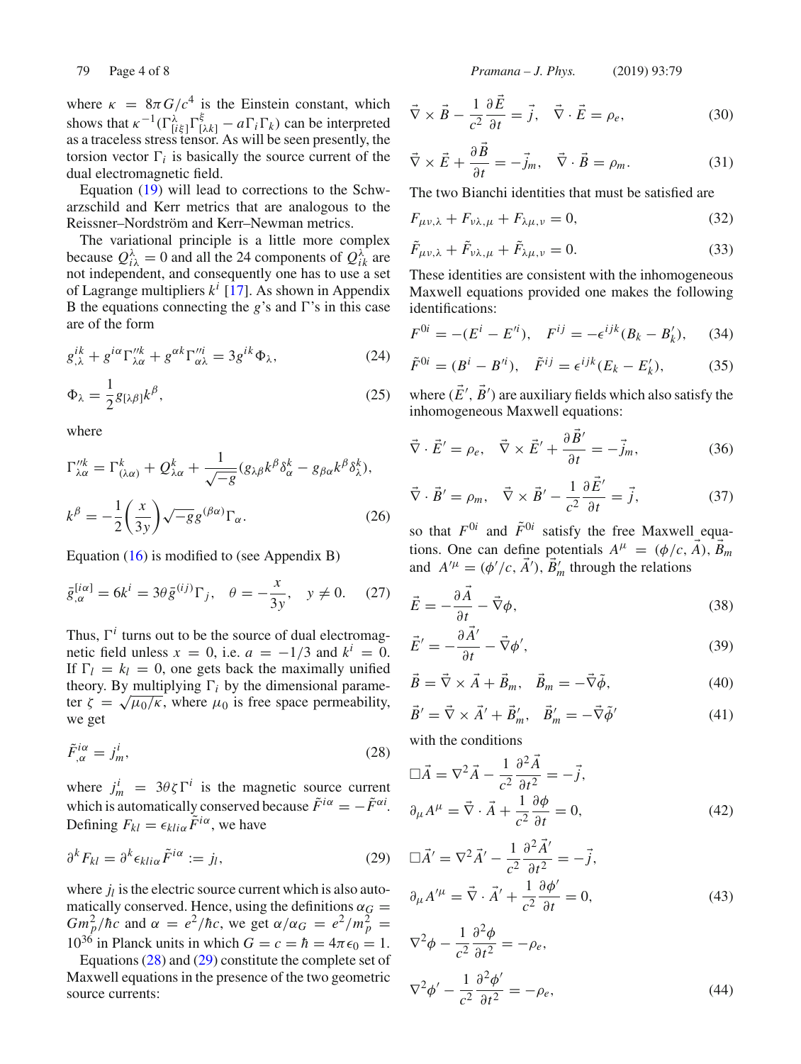where $\kappa = 8\pi G/c^4$ is the Einstein constant, which shows that $\kappa^{-1}(\Gamma^{\lambda}_{[i\xi]}\Gamma^{\xi}_{[\lambda k]} - a\Gamma_i\Gamma_k)$ can be interpreted as a traceless stress tensor. As will be seen presently, the torsion vector $\Gamma_i$ is basically the source current of the dual electromagnetic field.

Equation (19) will lead to corrections to the Schwarzschild and Kerr metrics that are analogous to the Reissner–Nordström and Kerr–Newman metrics.

The variational principle is a little more complex because $Q^{\lambda}_{i\lambda} = 0$ and all the 24 components of $Q^{\lambda}_{ik}$ are not independent, and consequently one has to use a set of Lagrange multipliers $k^i$ [17]. As shown in Appendix B the equations connecting the $g$'s and $\Gamma$'s in this case are of the form

$$g^{ik}_{,\lambda} + g^{i\alpha}\Gamma''^{k}_{\lambda\alpha} + g^{\alpha k}\Gamma''^{i}_{\alpha\lambda} = 3g^{ik}\Phi_\lambda, \tag{24}$$

$$\Phi_\lambda = \frac{1}{2}g_{[\lambda\beta]}k^\beta, \tag{25}$$

where

$$\Gamma''^{k}_{\lambda\alpha} = \Gamma^{k}_{(\lambda\alpha)} + Q^{k}_{\lambda\alpha} + \frac{1}{\sqrt{-g}}(g_{\lambda\beta}k^\beta\delta^k_\alpha - g_{\beta\alpha}k^\beta\delta^k_\lambda),$$

$$k^\beta = -\frac{1}{2}\left(\frac{x}{3y}\right)\sqrt{-g}g^{(\beta\alpha)}\Gamma_\alpha. \tag{26}$$

Equation (16) is modified to (see Appendix B)

$$\bar{g}^{[i\alpha]}_{,\alpha} = 6k^i = 3\theta\bar{g}^{(ij)}\Gamma_j, \quad \theta = -\frac{x}{3y}, \quad y \neq 0. \tag{27}$$

Thus, $\Gamma^i$ turns out to be the source of dual electromagnetic field unless $x = 0$, i.e. $a = -1/3$ and $k^i = 0$. If $\Gamma_l = k_l = 0$, one gets back the maximally unified theory. By multiplying $\Gamma_i$ by the dimensional parameter $\zeta = \sqrt{\mu_0/\kappa}$, where $\mu_0$ is free space permeability, we get

$$\tilde{F}^{i\alpha}_{,\alpha} = j^i_m, \tag{28}$$

where $j^i_m = 3\theta\zeta\Gamma^i$ is the magnetic source current which is automatically conserved because $\tilde{F}^{i\alpha} = -\tilde{F}^{\alpha i}$. Defining $F_{kl} = \epsilon_{kli\alpha}\tilde{F}^{i\alpha}$, we have

$$\partial^k F_{kl} = \partial^k\epsilon_{kli\alpha}\tilde{F}^{i\alpha} := j_l, \tag{29}$$

where $j_l$ is the electric source current which is also automatically conserved. Hence, using the definitions $\alpha_G = Gm_p^2/\hbar c$ and $\alpha = e^2/\hbar c$, we get $\alpha/\alpha_G = e^2/m_p^2 = 10^{36}$ in Planck units in which $G = c = \hbar = 4\pi\epsilon_0 = 1$.

Equations (28) and (29) constitute the complete set of Maxwell equations in the presence of the two geometric source currents:

$$\vec{\nabla}\times\vec{B} - \frac{1}{c^2}\frac{\partial\vec{E}}{\partial t} = \vec{j}, \quad \vec{\nabla}\cdot\vec{E} = \rho_e, \tag{30}$$

$$\vec{\nabla}\times\vec{E} + \frac{\partial\vec{B}}{\partial t} = -\vec{j}_m, \quad \vec{\nabla}\cdot\vec{B} = \rho_m. \tag{31}$$

The two Bianchi identities that must be satisfied are

$$F_{\mu\nu,\lambda} + F_{\nu\lambda,\mu} + F_{\lambda\mu,\nu} = 0, \tag{32}$$

$$\tilde{F}_{\mu\nu,\lambda} + \tilde{F}_{\nu\lambda,\mu} + \tilde{F}_{\lambda\mu,\nu} = 0. \tag{33}$$

These identities are consistent with the inhomogeneous Maxwell equations provided one makes the following identifications:

$$F^{0i} = -(E^i - E'^i), \quad F^{ij} = -\epsilon^{ijk}(B_k - B'_k), \tag{34}$$

$$\tilde{F}^{0i} = (B^i - B'^i), \quad \tilde{F}^{ij} = \epsilon^{ijk}(E_k - E'_k), \tag{35}$$

where $(\vec{E}', \vec{B}')$ are auxiliary fields which also satisfy the inhomogeneous Maxwell equations:

$$\vec{\nabla}\cdot\vec{E}' = \rho_e, \quad \vec{\nabla}\times\vec{E}' + \frac{\partial\vec{B}'}{\partial t} = -\vec{j}_m, \tag{36}$$

$$\vec{\nabla}\cdot\vec{B}' = \rho_m, \quad \vec{\nabla}\times\vec{B}' - \frac{1}{c^2}\frac{\partial\vec{E}'}{\partial t} = \vec{j}, \tag{37}$$

so that $F^{0i}$ and $\tilde{F}^{0i}$ satisfy the free Maxwell equations. One can define potentials $A^\mu = (\phi/c, \vec{A})$, $\vec{B}_m$ and $A'^\mu = (\phi'/c, \vec{A}')$, $\vec{B}'_m$ through the relations

$$\vec{E} = -\frac{\partial\vec{A}}{\partial t} - \vec{\nabla}\phi, \tag{38}$$

$$\vec{E}' = -\frac{\partial\vec{A}'}{\partial t} - \vec{\nabla}\phi', \tag{39}$$

$$\vec{B} = \vec{\nabla}\times\vec{A} + \vec{B}_m, \quad \vec{B}_m = -\vec{\nabla}\tilde{\phi}, \tag{40}$$

$$\vec{B}' = \vec{\nabla}\times\vec{A}' + \vec{B}'_m, \quad \vec{B}'_m = -\vec{\nabla}\tilde{\phi}' \tag{41}$$

with the conditions

$$\Box\vec{A} = \nabla^2\vec{A} - \frac{1}{c^2}\frac{\partial^2\vec{A}}{\partial t^2} = -\vec{j},$$
$$\partial_\mu A^\mu = \vec{\nabla}\cdot\vec{A} + \frac{1}{c^2}\frac{\partial\phi}{\partial t} = 0, \tag{42}$$

$$\Box\vec{A}' = \nabla^2\vec{A}' - \frac{1}{c^2}\frac{\partial^2\vec{A}'}{\partial t^2} = -\vec{j},$$
$$\partial_\mu A'^\mu = \vec{\nabla}\cdot\vec{A}' + \frac{1}{c^2}\frac{\partial\phi'}{\partial t} = 0, \tag{43}$$

$$\nabla^2\phi - \frac{1}{c^2}\frac{\partial^2\phi}{\partial t^2} = -\rho_e,$$
$$\nabla^2\phi' - \frac{1}{c^2}\frac{\partial^2\phi'}{\partial t^2} = -\rho_e, \tag{44}$$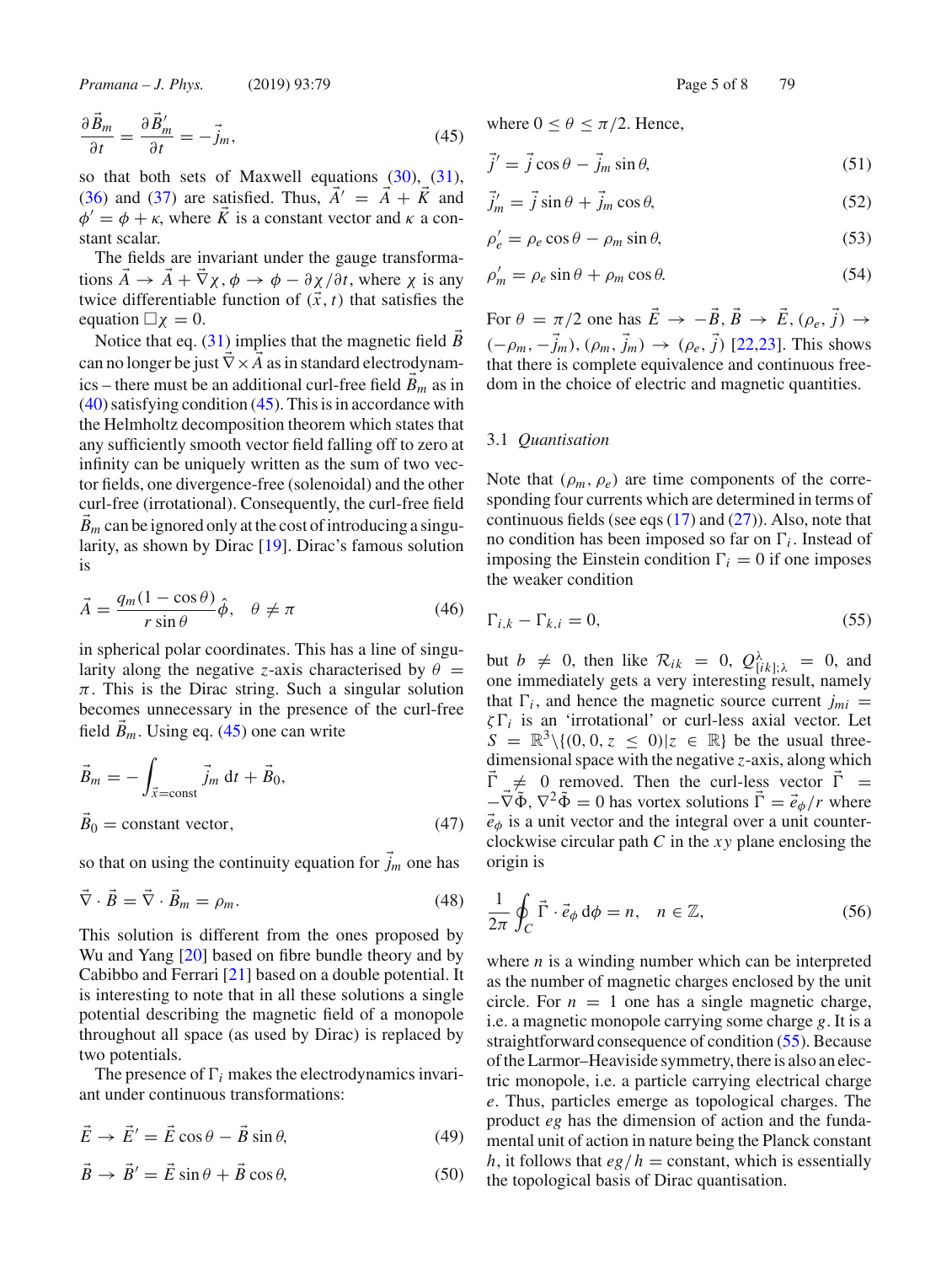$$\frac{\partial \vec{B}_m}{\partial t} = \frac{\partial \vec{B}'_m}{\partial t} = -\vec{j}_m, \tag{45}$$

so that both sets of Maxwell equations (30), (31), (36) and (37) are satisfied. Thus, $\vec{A}' = \vec{A} + \vec{K}$ and $\phi' = \phi + \kappa$, where $\vec{K}$ is a constant vector and $\kappa$ a constant scalar.

The fields are invariant under the gauge transformations $\vec{A} \to \vec{A} + \vec{\nabla}\chi$, $\phi \to \phi - \partial\chi/\partial t$, where $\chi$ is any twice differentiable function of $(\vec{x}, t)$ that satisfies the equation $\Box\chi = 0$.

Notice that eq. (31) implies that the magnetic field $\vec{B}$ can no longer be just $\vec{\nabla} \times \vec{A}$ as in standard electrodynamics – there must be an additional curl-free field $\vec{B}_m$ as in (40) satisfying condition (45). This is in accordance with the Helmholtz decomposition theorem which states that any sufficiently smooth vector field falling off to zero at infinity can be uniquely written as the sum of two vector fields, one divergence-free (solenoidal) and the other curl-free (irrotational). Consequently, the curl-free field $\vec{B}_m$ can be ignored only at the cost of introducing a singularity, as shown by Dirac [19]. Dirac's famous solution is

$$\vec{A} = \frac{q_m(1 - \cos\theta)}{r \sin\theta}\hat{\phi}, \quad \theta \neq \pi \tag{46}$$

in spherical polar coordinates. This has a line of singularity along the negative $z$-axis characterised by $\theta = \pi$. This is the Dirac string. Such a singular solution becomes unnecessary in the presence of the curl-free field $\vec{B}_m$. Using eq. (45) one can write

$$\vec{B}_m = -\int_{\vec{x}=\text{const}} \vec{j}_m \,\mathrm{d}t + \vec{B}_0,$$

$$\vec{B}_0 = \text{constant vector}, \tag{47}$$

so that on using the continuity equation for $\vec{j}_m$ one has

$$\vec{\nabla} \cdot \vec{B} = \vec{\nabla} \cdot \vec{B}_m = \rho_m. \tag{48}$$

This solution is different from the ones proposed by Wu and Yang [20] based on fibre bundle theory and by Cabibbo and Ferrari [21] based on a double potential. It is interesting to note that in all these solutions a single potential describing the magnetic field of a monopole throughout all space (as used by Dirac) is replaced by two potentials.

The presence of $\Gamma_i$ makes the electrodynamics invariant under continuous transformations:

$$\vec{E} \to \vec{E}' = \vec{E}\cos\theta - \vec{B}\sin\theta, \tag{49}$$

$$\vec{B} \to \vec{B}' = \vec{E}\sin\theta + \vec{B}\cos\theta, \tag{50}$$

where $0 \leq \theta \leq \pi/2$. Hence,

$$\vec{j}' = \vec{j}\cos\theta - \vec{j}_m\sin\theta, \tag{51}$$

$$\vec{j}'_m = \vec{j}\sin\theta + \vec{j}_m\cos\theta, \tag{52}$$

$$\rho'_e = \rho_e\cos\theta - \rho_m\sin\theta, \tag{53}$$

$$\rho'_m = \rho_e\sin\theta + \rho_m\cos\theta. \tag{54}$$

For $\theta = \pi/2$ one has $\vec{E} \to -\vec{B}$, $\vec{B} \to \vec{E}$, $(\rho_e, \vec{j}) \to (-\rho_m, -\vec{j}_m)$, $(\rho_m, \vec{j}_m) \to (\rho_e, \vec{j})$ [22,23]. This shows that there is complete equivalence and continuous freedom in the choice of electric and magnetic quantities.

### 3.1 *Quantisation*

Note that $(\rho_m, \rho_e)$ are time components of the corresponding four currents which are determined in terms of continuous fields (see eqs (17) and (27)). Also, note that no condition has been imposed so far on $\Gamma_i$. Instead of imposing the Einstein condition $\Gamma_i = 0$ if one imposes the weaker condition

$$\Gamma_{i,k} - \Gamma_{k,i} = 0, \tag{55}$$

but $b \neq 0$, then like $\mathcal{R}_{ik} = 0$, $Q^{\lambda}_{[ik];\lambda} = 0$, and one immediately gets a very interesting result, namely that $\Gamma_i$, and hence the magnetic source current $j_{mi} = \zeta\Gamma_i$ is an 'irrotational' or curl-less axial vector. Let $S = \mathbb{R}^3 \backslash \{(0, 0, z \leq 0) | z \in \mathbb{R}\}$ be the usual three-dimensional space with the negative $z$-axis, along which $\vec{\Gamma} \neq 0$ removed. Then the curl-less vector $\vec{\Gamma} = -\vec{\nabla}\tilde{\Phi}$, $\nabla^2\tilde{\Phi} = 0$ has vortex solutions $\vec{\Gamma} = \vec{e}_\phi/r$ where $\vec{e}_\phi$ is a unit vector and the integral over a unit counterclockwise circular path $C$ in the $xy$ plane enclosing the origin is

$$\frac{1}{2\pi}\oint_C \vec{\Gamma} \cdot \vec{e}_\phi \,\mathrm{d}\phi = n, \quad n \in \mathbb{Z}, \tag{56}$$

where $n$ is a winding number which can be interpreted as the number of magnetic charges enclosed by the unit circle. For $n = 1$ one has a single magnetic charge, i.e. a magnetic monopole carrying some charge $g$. It is a straightforward consequence of condition (55). Because of the Larmor–Heaviside symmetry, there is also an electric monopole, i.e. a particle carrying electrical charge $e$. Thus, particles emerge as topological charges. The product $eg$ has the dimension of action and the fundamental unit of action in nature being the Planck constant $h$, it follows that $eg/h = $ constant, which is essentially the topological basis of Dirac quantisation.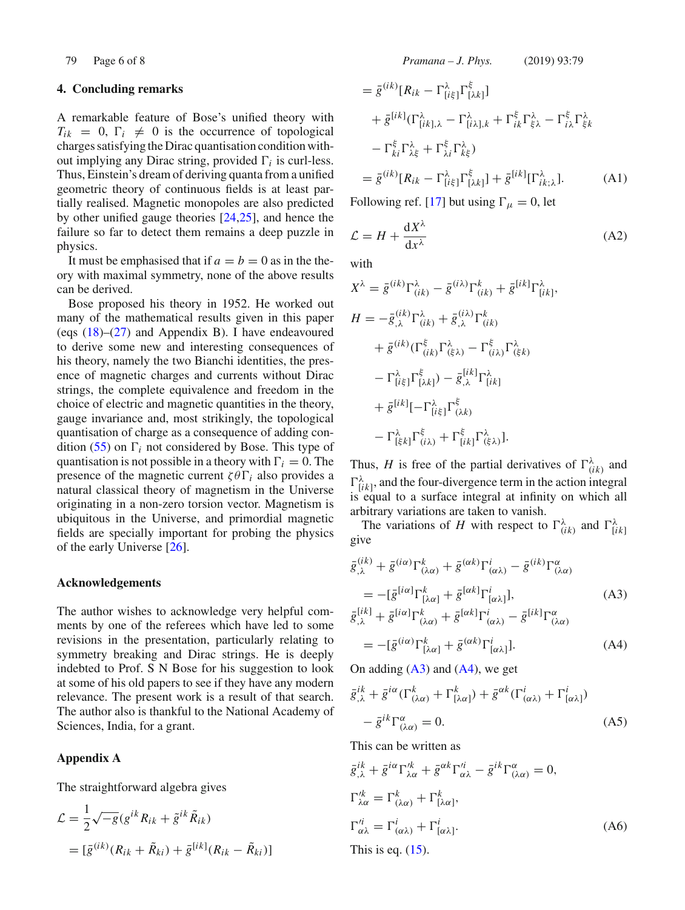## 4. Concluding remarks

A remarkable feature of Bose's unified theory with $T_{ik} = 0$, $\Gamma_i \neq 0$ is the occurrence of topological charges satisfying the Dirac quantisation condition without implying any Dirac string, provided $\Gamma_i$ is curl-less. Thus, Einstein's dream of deriving quanta from a unified geometric theory of continuous fields is at least partially realised. Magnetic monopoles are also predicted by other unified gauge theories [24,25], and hence the failure so far to detect them remains a deep puzzle in physics.

It must be emphasised that if $a = b = 0$ as in the theory with maximal symmetry, none of the above results can be derived.

Bose proposed his theory in 1952. He worked out many of the mathematical results given in this paper (eqs (18)–(27) and Appendix B). I have endeavoured to derive some new and interesting consequences of his theory, namely the two Bianchi identities, the presence of magnetic charges and currents without Dirac strings, the complete equivalence and freedom in the choice of electric and magnetic quantities in the theory, gauge invariance and, most strikingly, the topological quantisation of charge as a consequence of adding condition (55) on $\Gamma_i$ not considered by Bose. This type of quantisation is not possible in a theory with $\Gamma_i = 0$. The presence of the magnetic current $\zeta\theta\Gamma_i$ also provides a natural classical theory of magnetism in the Universe originating in a non-zero torsion vector. Magnetism is ubiquitous in the Universe, and primordial magnetic fields are specially important for probing the physics of the early Universe [26].

### Acknowledgements

The author wishes to acknowledge very helpful comments by one of the referees which have led to some revisions in the presentation, particularly relating to symmetry breaking and Dirac strings. He is deeply indebted to Prof. S N Bose for his suggestion to look at some of his old papers to see if they have any modern relevance. The present work is a result of that search. The author also is thankful to the National Academy of Sciences, India, for a grant.

### Appendix A

The straightforward algebra gives

$$
\begin{aligned}
\mathcal{L} &= \frac{1}{2}\sqrt{-g}(g^{ik}R_{ik} + \tilde{g}^{ik}\tilde{R}_{ik}) \\
&= [\bar{g}^{(ik)}(R_{ik} + \tilde{R}_{ki}) + \bar{g}^{[ik]}(R_{ik} - \tilde{R}_{ki})] \\
&= \bar{g}^{(ik)}[R_{ik} - \Gamma^{\lambda}_{[i\xi]}\Gamma^{\xi}_{[\lambda k]}] \\
&\quad + \bar{g}^{[ik]}(\Gamma^{\lambda}_{[ik],\lambda} - \Gamma^{\lambda}_{[i\lambda],k} + \Gamma^{\xi}_{ik}\Gamma^{\lambda}_{\xi\lambda} - \Gamma^{\xi}_{i\lambda}\Gamma^{\lambda}_{\xi k} \\
&\quad - \Gamma^{\xi}_{ki}\Gamma^{\lambda}_{\lambda\xi} + \Gamma^{\xi}_{\lambda i}\Gamma^{\lambda}_{k\xi}) \\
&= \bar{g}^{(ik)}[R_{ik} - \Gamma^{\lambda}_{[i\xi]}\Gamma^{\xi}_{[\lambda k]}] + \bar{g}^{[ik]}[\Gamma^{\lambda}_{ik;\lambda}].
\end{aligned}
\tag{A1}
$$

Following ref. [17] but using $\Gamma_\mu = 0$, let

$$
\mathcal{L} = H + \frac{\mathrm{d}X^{\lambda}}{\mathrm{d}x^{\lambda}} \tag{A2}
$$

with

$$
X^{\lambda} = \bar{g}^{(ik)}\Gamma^{\lambda}_{(ik)} - \bar{g}^{(i\lambda)}\Gamma^{k}_{(ik)} + \bar{g}^{[ik]}\Gamma^{\lambda}_{[ik]},
$$

$$
\begin{aligned}
H &= -\bar{g}^{(ik)}_{,\lambda}\Gamma^{\lambda}_{(ik)} + \bar{g}^{(i\lambda)}_{,\lambda}\Gamma^{k}_{(ik)} \\
&\quad + \bar{g}^{(ik)}(\Gamma^{\xi}_{(ik)}\Gamma^{\lambda}_{(\xi\lambda)} - \Gamma^{\xi}_{(i\lambda)}\Gamma^{\lambda}_{(\xi k)} \\
&\quad - \Gamma^{\lambda}_{[i\xi]}\Gamma^{\xi}_{[\lambda k]}) - \bar{g}^{[ik]}_{,\lambda}\Gamma^{\lambda}_{[ik]} \\
&\quad + \bar{g}^{[ik]}[-\Gamma^{\lambda}_{[i\xi]}\Gamma^{\xi}_{(\lambda k)} \\
&\quad - \Gamma^{\lambda}_{[\xi k]}\Gamma^{\xi}_{(i\lambda)} + \Gamma^{\xi}_{[ik]}\Gamma^{\lambda}_{(\xi\lambda)}].
\end{aligned}
$$

Thus, $H$ is free of the partial derivatives of $\Gamma^{\lambda}_{(ik)}$ and $\Gamma^{\lambda}_{[ik]}$, and the four-divergence term in the action integral is equal to a surface integral at infinity on which all arbitrary variations are taken to vanish.

The variations of $H$ with respect to $\Gamma^{\lambda}_{(ik)}$ and $\Gamma^{\lambda}_{[ik]}$ give

$$
\begin{aligned}
&\bar{g}^{(ik)}_{,\lambda} + \bar{g}^{(i\alpha)}\Gamma^{k}_{(\lambda\alpha)} + \bar{g}^{(\alpha k)}\Gamma^{i}_{(\alpha\lambda)} - \bar{g}^{(ik)}\Gamma^{\alpha}_{(\lambda\alpha)} \\
&\quad = -[\bar{g}^{[i\alpha]}\Gamma^{k}_{[\lambda\alpha]} + \bar{g}^{[\alpha k]}\Gamma^{i}_{[\alpha\lambda]}],
\end{aligned}
\tag{A3}
$$

$$
\begin{aligned}
&\bar{g}^{[ik]}_{,\lambda} + \bar{g}^{[i\alpha]}\Gamma^{k}_{(\lambda\alpha)} + \bar{g}^{[\alpha k]}\Gamma^{i}_{(\alpha\lambda)} - \bar{g}^{[ik]}\Gamma^{\alpha}_{(\lambda\alpha)} \\
&\quad = -[\bar{g}^{(i\alpha)}\Gamma^{k}_{[\lambda\alpha]} + \bar{g}^{(\alpha k)}\Gamma^{i}_{[\alpha\lambda]}].
\end{aligned}
\tag{A4}
$$

On adding (A3) and (A4), we get

$$
\begin{aligned}
&\bar{g}^{ik}_{,\lambda} + \bar{g}^{i\alpha}(\Gamma^{k}_{(\lambda\alpha)} + \Gamma^{k}_{[\lambda\alpha]}) + \bar{g}^{\alpha k}(\Gamma^{i}_{(\alpha\lambda)} + \Gamma^{i}_{[\alpha\lambda]}) \\
&\quad - \bar{g}^{ik}\Gamma^{\alpha}_{(\lambda\alpha)} = 0.
\end{aligned}
\tag{A5}
$$

This can be written as

$$
\begin{aligned}
&\bar{g}^{ik}_{,\lambda} + \bar{g}^{i\alpha}\Gamma'^{k}_{\lambda\alpha} + \bar{g}^{\alpha k}\Gamma'^{i}_{\alpha\lambda} - \bar{g}^{ik}\Gamma^{\alpha}_{(\lambda\alpha)} = 0, \\
&\Gamma'^{k}_{\lambda\alpha} = \Gamma^{k}_{(\lambda\alpha)} + \Gamma^{k}_{[\lambda\alpha]}, \\
&\Gamma'^{i}_{\alpha\lambda} = \Gamma^{i}_{(\alpha\lambda)} + \Gamma^{i}_{[\alpha\lambda]}.
\end{aligned}
\tag{A6}
$$

This is eq. (15).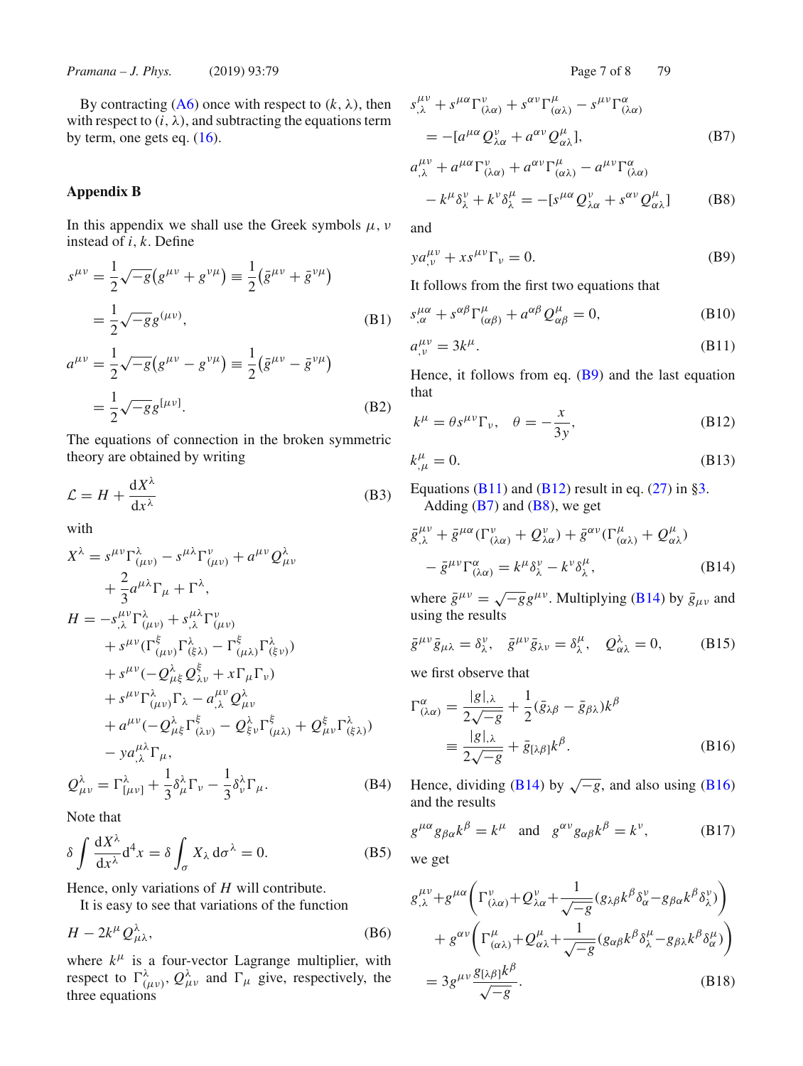By contracting (A6) once with respect to $(k, \lambda)$, then with respect to $(i, \lambda)$, and subtracting the equations term by term, one gets eq. (16).

## Appendix B

In this appendix we shall use the Greek symbols $\mu$, $\nu$ instead of $i$, $k$. Define

$$s^{\mu\nu} = \frac{1}{2}\sqrt{-g}\big(g^{\mu\nu} + g^{\nu\mu}\big) \equiv \frac{1}{2}\big(\bar{g}^{\mu\nu} + \bar{g}^{\nu\mu}\big) = \frac{1}{2}\sqrt{-g}g^{(\mu\nu)}, \tag{B1}$$

$$a^{\mu\nu} = \frac{1}{2}\sqrt{-g}\big(g^{\mu\nu} - g^{\nu\mu}\big) \equiv \frac{1}{2}\big(\bar{g}^{\mu\nu} - \bar{g}^{\nu\mu}\big) = \frac{1}{2}\sqrt{-g}g^{[\mu\nu]}. \tag{B2}$$

The equations of connection in the broken symmetric theory are obtained by writing

$$\mathcal{L} = H + \frac{\mathrm{d}X^{\lambda}}{\mathrm{d}x^{\lambda}} \tag{B3}$$

with

$$\begin{aligned}
X^{\lambda} &= s^{\mu\nu}\Gamma^{\lambda}_{(\mu\nu)} - s^{\mu\lambda}\Gamma^{\nu}_{(\mu\nu)} + a^{\mu\nu}Q^{\lambda}_{\mu\nu} + \frac{2}{3}a^{\mu\lambda}\Gamma_{\mu} + \Gamma^{\lambda},\\
H &= -s^{\mu\nu}_{,\lambda}\Gamma^{\lambda}_{(\mu\nu)} + s^{\mu\lambda}_{,\lambda}\Gamma^{\nu}_{(\mu\nu)} \\
&\quad + s^{\mu\nu}(\Gamma^{\xi}_{(\mu\nu)}\Gamma^{\lambda}_{(\xi\lambda)} - \Gamma^{\xi}_{(\mu\lambda)}\Gamma^{\lambda}_{(\xi\nu)}) \\
&\quad + s^{\mu\nu}(-Q^{\lambda}_{\mu\xi}Q^{\xi}_{\lambda\nu} + x\Gamma_{\mu}\Gamma_{\nu}) \\
&\quad + s^{\mu\nu}\Gamma^{\lambda}_{(\mu\nu)}\Gamma_{\lambda} - a^{\mu\nu}_{,\lambda}Q^{\lambda}_{\mu\nu} \\
&\quad + a^{\mu\nu}(-Q^{\lambda}_{\mu\xi}\Gamma^{\xi}_{(\lambda\nu)} - Q^{\lambda}_{\xi\nu}\Gamma^{\xi}_{(\mu\lambda)} + Q^{\xi}_{\mu\nu}\Gamma^{\lambda}_{(\xi\lambda)}) \\
&\quad - ya^{\mu\lambda}_{,\lambda}\Gamma_{\mu},\\
Q^{\lambda}_{\mu\nu} &= \Gamma^{\lambda}_{[\mu\nu]} + \frac{1}{3}\delta^{\lambda}_{\mu}\Gamma_{\nu} - \frac{1}{3}\delta^{\lambda}_{\nu}\Gamma_{\mu}.
\end{aligned} \tag{B4}$$

Note that

$$\delta\int\frac{\mathrm{d}X^{\lambda}}{\mathrm{d}x^{\lambda}}\mathrm{d}^4x = \delta\int_{\sigma}X_{\lambda}\,\mathrm{d}\sigma^{\lambda} = 0. \tag{B5}$$

Hence, only variations of $H$ will contribute.

It is easy to see that variations of the function

$$H - 2k^{\mu}Q^{\lambda}_{\mu\lambda}, \tag{B6}$$

where $k^{\mu}$ is a four-vector Lagrange multiplier, with respect to $\Gamma^{\lambda}_{(\mu\nu)}$, $Q^{\lambda}_{\mu\nu}$ and $\Gamma_{\mu}$ give, respectively, the three equations

$$s^{\mu\nu}_{,\lambda} + s^{\mu\alpha}\Gamma^{\nu}_{(\lambda\alpha)} + s^{\alpha\nu}\Gamma^{\mu}_{(\alpha\lambda)} - s^{\mu\nu}\Gamma^{\alpha}_{(\lambda\alpha)} = -[a^{\mu\alpha}Q^{\nu}_{\lambda\alpha} + a^{\alpha\nu}Q^{\mu}_{\alpha\lambda}], \tag{B7}$$

$$a^{\mu\nu}_{,\lambda} + a^{\mu\alpha}\Gamma^{\nu}_{(\lambda\alpha)} + a^{\alpha\nu}\Gamma^{\mu}_{(\alpha\lambda)} - a^{\mu\nu}\Gamma^{\alpha}_{(\lambda\alpha)} - k^{\mu}\delta^{\nu}_{\lambda} + k^{\nu}\delta^{\mu}_{\lambda} = -[s^{\mu\alpha}Q^{\nu}_{\lambda\alpha} + s^{\alpha\nu}Q^{\mu}_{\alpha\lambda}] \tag{B8}$$

and

$$ya^{\mu\nu}_{,\nu} + xs^{\mu\nu}\Gamma_{\nu} = 0. \tag{B9}$$

It follows from the first two equations that

$$s^{\mu\alpha}_{,\alpha} + s^{\alpha\beta}\Gamma^{\mu}_{(\alpha\beta)} + a^{\alpha\beta}Q^{\mu}_{\alpha\beta} = 0, \tag{B10}$$

$$a^{\mu\nu}_{,\nu} = 3k^{\mu}. \tag{B11}$$

Hence, it follows from eq. (B9) and the last equation that

$$k^{\mu} = \theta s^{\mu\nu}\Gamma_{\nu}, \quad \theta = -\frac{x}{3y}, \tag{B12}$$

$$k^{\mu}_{,\mu} = 0. \tag{B13}$$

Equations (B11) and (B12) result in eq. (27) in §3.

Adding (B7) and (B8), we get

$$\bar{g}^{\mu\nu}_{,\lambda} + \bar{g}^{\mu\alpha}(\Gamma^{\nu}_{(\lambda\alpha)} + Q^{\nu}_{\lambda\alpha}) + \bar{g}^{\alpha\nu}(\Gamma^{\mu}_{(\alpha\lambda)} + Q^{\mu}_{\alpha\lambda}) - \bar{g}^{\mu\nu}\Gamma^{\alpha}_{(\lambda\alpha)} = k^{\mu}\delta^{\nu}_{\lambda} - k^{\nu}\delta^{\mu}_{\lambda}, \tag{B14}$$

where $\bar{g}^{\mu\nu} = \sqrt{-g}g^{\mu\nu}$. Multiplying (B14) by $\bar{g}_{\mu\nu}$ and using the results

$$\bar{g}^{\mu\nu}\bar{g}_{\mu\lambda} = \delta^{\nu}_{\lambda}, \quad \bar{g}^{\mu\nu}\bar{g}_{\lambda\nu} = \delta^{\mu}_{\lambda}, \quad Q^{\lambda}_{\alpha\lambda} = 0, \tag{B15}$$

we first observe that

$$\Gamma^{\alpha}_{(\lambda\alpha)} = \frac{|g|_{,\lambda}}{2\sqrt{-g}} + \frac{1}{2}(\bar{g}_{\lambda\beta} - \bar{g}_{\beta\lambda})k^{\beta} \equiv \frac{|g|_{,\lambda}}{2\sqrt{-g}} + \bar{g}_{[\lambda\beta]}k^{\beta}. \tag{B16}$$

Hence, dividing (B14) by $\sqrt{-g}$, and also using (B16) and the results

$$g^{\mu\alpha}g_{\beta\alpha}k^{\beta} = k^{\mu} \quad \text{and} \quad g^{\alpha\nu}g_{\alpha\beta}k^{\beta} = k^{\nu}, \tag{B17}$$

we get

$$\begin{aligned}
&g^{\mu\nu}_{,\lambda} + g^{\mu\alpha}\left(\Gamma^{\nu}_{(\lambda\alpha)} + Q^{\nu}_{\lambda\alpha} + \frac{1}{\sqrt{-g}}(g_{\lambda\beta}k^{\beta}\delta^{\nu}_{\alpha} - g_{\beta\alpha}k^{\beta}\delta^{\nu}_{\lambda})\right)\\
&\quad + g^{\alpha\nu}\left(\Gamma^{\mu}_{(\alpha\lambda)} + Q^{\mu}_{\alpha\lambda} + \frac{1}{\sqrt{-g}}(g_{\alpha\beta}k^{\beta}\delta^{\mu}_{\lambda} - g_{\beta\lambda}k^{\beta}\delta^{\mu}_{\alpha})\right)\\
&= 3g^{\mu\nu}\frac{g_{[\lambda\beta]}k^{\beta}}{\sqrt{-g}}.
\end{aligned} \tag{B18}$$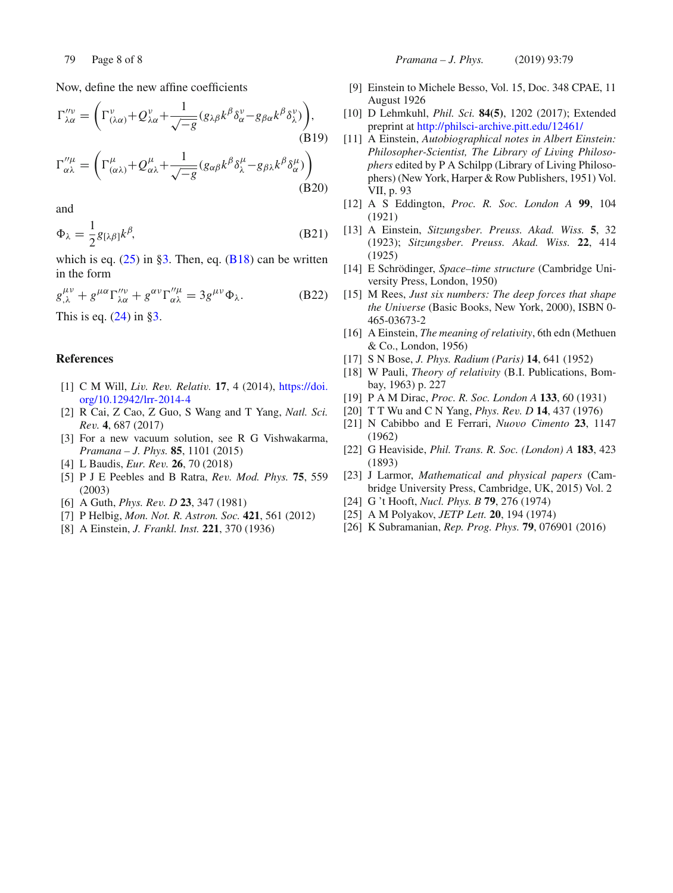Now, define the new affine coefficients

$$\Gamma''^{\nu}_{\lambda\alpha} = \left(\Gamma^{\nu}_{(\lambda\alpha)} + Q^{\nu}_{\lambda\alpha} + \frac{1}{\sqrt{-g}}(g_{\lambda\beta}k^{\beta}\delta^{\nu}_{\alpha} - g_{\beta\alpha}k^{\beta}\delta^{\nu}_{\lambda})\right), \tag{B19}$$

$$\Gamma''^{\mu}_{\alpha\lambda} = \left(\Gamma^{\mu}_{(\alpha\lambda)} + Q^{\mu}_{\alpha\lambda} + \frac{1}{\sqrt{-g}}(g_{\alpha\beta}k^{\beta}\delta^{\mu}_{\lambda} - g_{\beta\lambda}k^{\beta}\delta^{\mu}_{\alpha})\right) \tag{B20}$$

and

$$\Phi_{\lambda} = \frac{1}{2}g_{[\lambda\beta]}k^{\beta}, \tag{B21}$$

which is eq. (25) in §3. Then, eq. (B18) can be written in the form

$$g^{\mu\nu}_{,\lambda} + g^{\mu\alpha}\Gamma''^{\nu}_{\lambda\alpha} + g^{\alpha\nu}\Gamma''^{\mu}_{\alpha\lambda} = 3g^{\mu\nu}\Phi_{\lambda}. \tag{B22}$$

This is eq. (24) in §3.

## References

[1] C M Will, *Liv. Rev. Relativ.* **17**, 4 (2014), https://doi.org/10.12942/lrr-2014-4

[2] R Cai, Z Cao, Z Guo, S Wang and T Yang, *Natl. Sci. Rev.* **4**, 687 (2017)

[3] For a new vacuum solution, see R G Vishwakarma, *Pramana – J. Phys.* **85**, 1101 (2015)

[4] L Baudis, *Eur. Rev.* **26**, 70 (2018)

[5] P J E Peebles and B Ratra, *Rev. Mod. Phys.* **75**, 559 (2003)

[6] A Guth, *Phys. Rev. D* **23**, 347 (1981)

[7] P Helbig, *Mon. Not. R. Astron. Soc.* **421**, 561 (2012)

[8] A Einstein, *J. Frankl. Inst.* **221**, 370 (1936)

[9] Einstein to Michele Besso, Vol. 15, Doc. 348 CPAE, 11 August 1926

[10] D Lehmkuhl, *Phil. Sci.* **84(5)**, 1202 (2017); Extended preprint at http://philsci-archive.pitt.edu/12461/

[11] A Einstein, *Autobiographical notes in Albert Einstein: Philosopher-Scientist, The Library of Living Philosophers* edited by P A Schilpp (Library of Living Philosophers) (New York, Harper & Row Publishers, 1951) Vol. VII, p. 93

[12] A S Eddington, *Proc. R. Soc. London A* **99**, 104 (1921)

[13] A Einstein, *Sitzungsber. Preuss. Akad. Wiss.* **5**, 32 (1923); *Sitzungsber. Preuss. Akad. Wiss.* **22**, 414 (1925)

[14] E Schrödinger, *Space–time structure* (Cambridge University Press, London, 1950)

[15] M Rees, *Just six numbers: The deep forces that shape the Universe* (Basic Books, New York, 2000), ISBN 0-465-03673-2

[16] A Einstein, *The meaning of relativity*, 6th edn (Methuen & Co., London, 1956)

[17] S N Bose, *J. Phys. Radium (Paris)* **14**, 641 (1952)

[18] W Pauli, *Theory of relativity* (B.I. Publications, Bombay, 1963) p. 227

[19] P A M Dirac, *Proc. R. Soc. London A* **133**, 60 (1931)

[20] T T Wu and C N Yang, *Phys. Rev. D* **14**, 437 (1976)

[21] N Cabibbo and E Ferrari, *Nuovo Cimento* **23**, 1147 (1962)

[22] G Heaviside, *Phil. Trans. R. Soc. (London) A* **183**, 423 (1893)

[23] J Larmor, *Mathematical and physical papers* (Cambridge University Press, Cambridge, UK, 2015) Vol. 2

[24] G 't Hooft, *Nucl. Phys. B* **79**, 276 (1974)

[25] A M Polyakov, *JETP Lett.* **20**, 194 (1974)

[26] K Subramanian, *Rep. Prog. Phys.* **79**, 076901 (2016)